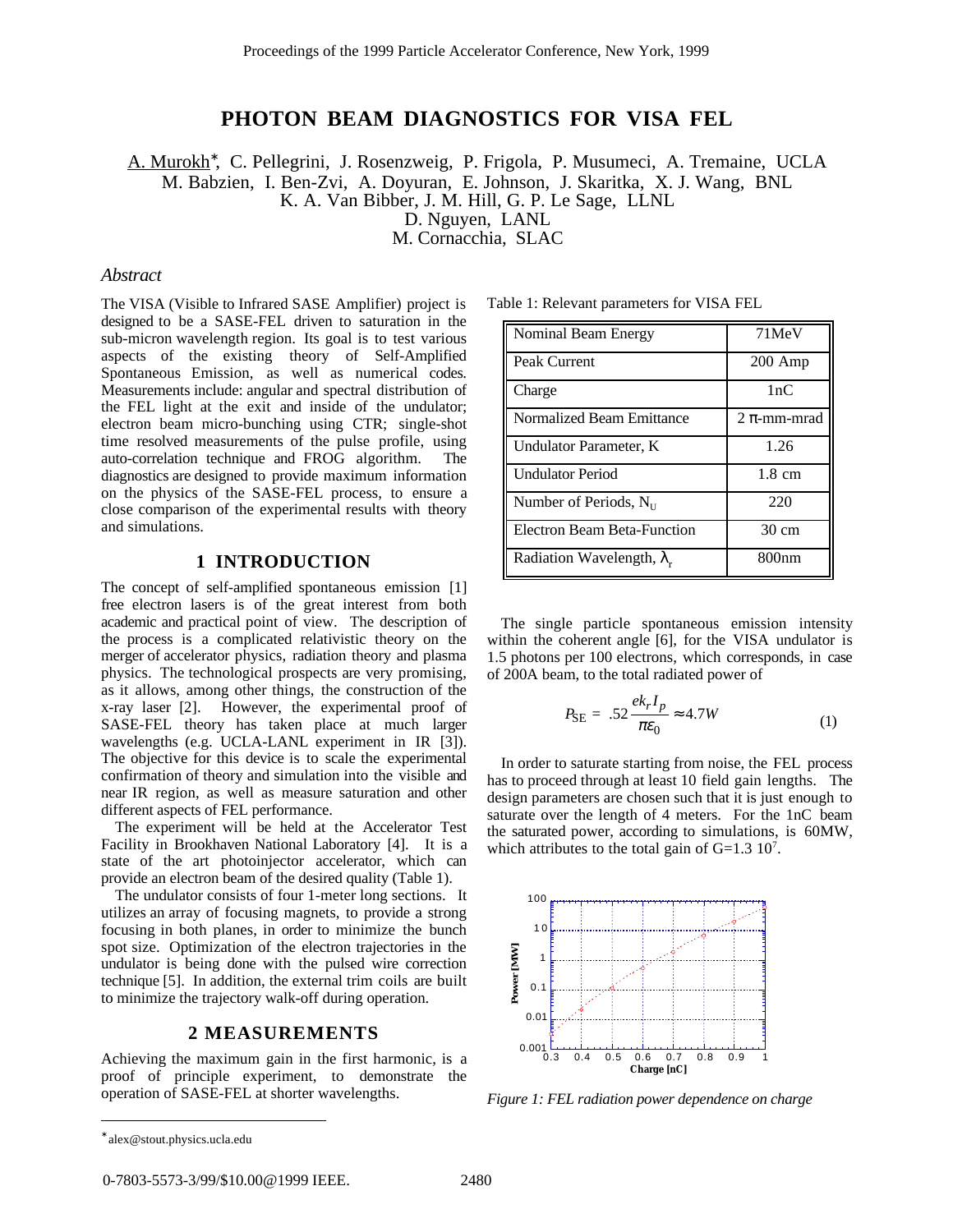# PHOTON BEAM DIAGNOSTICS FOR VISA FEL

A. Murokh*, C. Pellegrini, J. Rosenzweig, P. Frigola, P. Musumeci, A. Tremaine, UCLA
M. Babzien, I. Ben-Zvi, A. Doyuran, E. Johnson, J. Skaritka, X. J. Wang, BNL
K. A. Van Bibber, J. M. Hill, G. P. Le Sage, LLNL
D. Nguyen, LANL
M. Cornacchia, SLAC

### *Abstract*

The VISA (Visible to Infrared SASE Amplifier) project is designed to be a SASE-FEL driven to saturation in the sub-micron wavelength region. Its goal is to test various aspects of the existing theory of Self-Amplified Spontaneous Emission, as well as numerical codes. Measurements include: angular and spectral distribution of the FEL light at the exit and inside of the undulator; electron beam micro-bunching using CTR; single-shot time resolved measurements of the pulse profile, using auto-correlation technique and FROG algorithm. The diagnostics are designed to provide maximum information on the physics of the SASE-FEL process, to ensure a close comparison of the experimental results with theory and simulations.

## 1 INTRODUCTION

The concept of self-amplified spontaneous emission [1] free electron lasers is of the great interest from both academic and practical point of view. The description of the process is a complicated relativistic theory on the merger of accelerator physics, radiation theory and plasma physics. The technological prospects are very promising, as it allows, among other things, the construction of the x-ray laser [2]. However, the experimental proof of SASE-FEL theory has taken place at much larger wavelengths (e.g. UCLA-LANL experiment in IR [3]). The objective for this device is to scale the experimental confirmation of theory and simulation into the visible and near IR region, as well as measure saturation and other different aspects of FEL performance.

The experiment will be held at the Accelerator Test Facility in Brookhaven National Laboratory [4]. It is a state of the art photoinjector accelerator, which can provide an electron beam of the desired quality (Table 1).

The undulator consists of four 1-meter long sections. It utilizes an array of focusing magnets, to provide a strong focusing in both planes, in order to minimize the bunch spot size. Optimization of the electron trajectories in the undulator is being done with the pulsed wire correction technique [5]. In addition, the external trim coils are built to minimize the trajectory walk-off during operation.

## 2 MEASUREMENTS

Achieving the maximum gain in the first harmonic, is a proof of principle experiment, to demonstrate the operation of SASE-FEL at shorter wavelengths.

Table 1: Relevant parameters for VISA FEL

| Parameter | Value |
|---|---|
| Nominal Beam Energy | 71MeV |
| Peak Current | 200 Amp |
| Charge | 1nC |
| Normalized Beam Emittance | 2 π-mm-mrad |
| Undulator Parameter, K | 1.26 |
| Undulator Period | 1.8 cm |
| Number of Periods, $N_U$ | 220 |
| Electron Beam Beta-Function | 30 cm |
| Radiation Wavelength, $\lambda_r$ | 800nm |

The single particle spontaneous emission intensity within the coherent angle [6], for the VISA undulator is 1.5 photons per 100 electrons, which corresponds, in case of 200A beam, to the total radiated power of

$$P_{SE} = .52\frac{ek_r I_p}{\pi\varepsilon_0} \approx 4.7W \qquad (1)$$

In order to saturate starting from noise, the FEL process has to proceed through at least 10 field gain lengths. The design parameters are chosen such that it is just enough to saturate over the length of 4 meters. For the 1nC beam the saturated power, according to simulations, is 60MW, which attributes to the total gain of G=1.3 $10^7$.

Figure 1: FEL radiation power dependence on charge

---

* alex@stout.physics.ucla.edu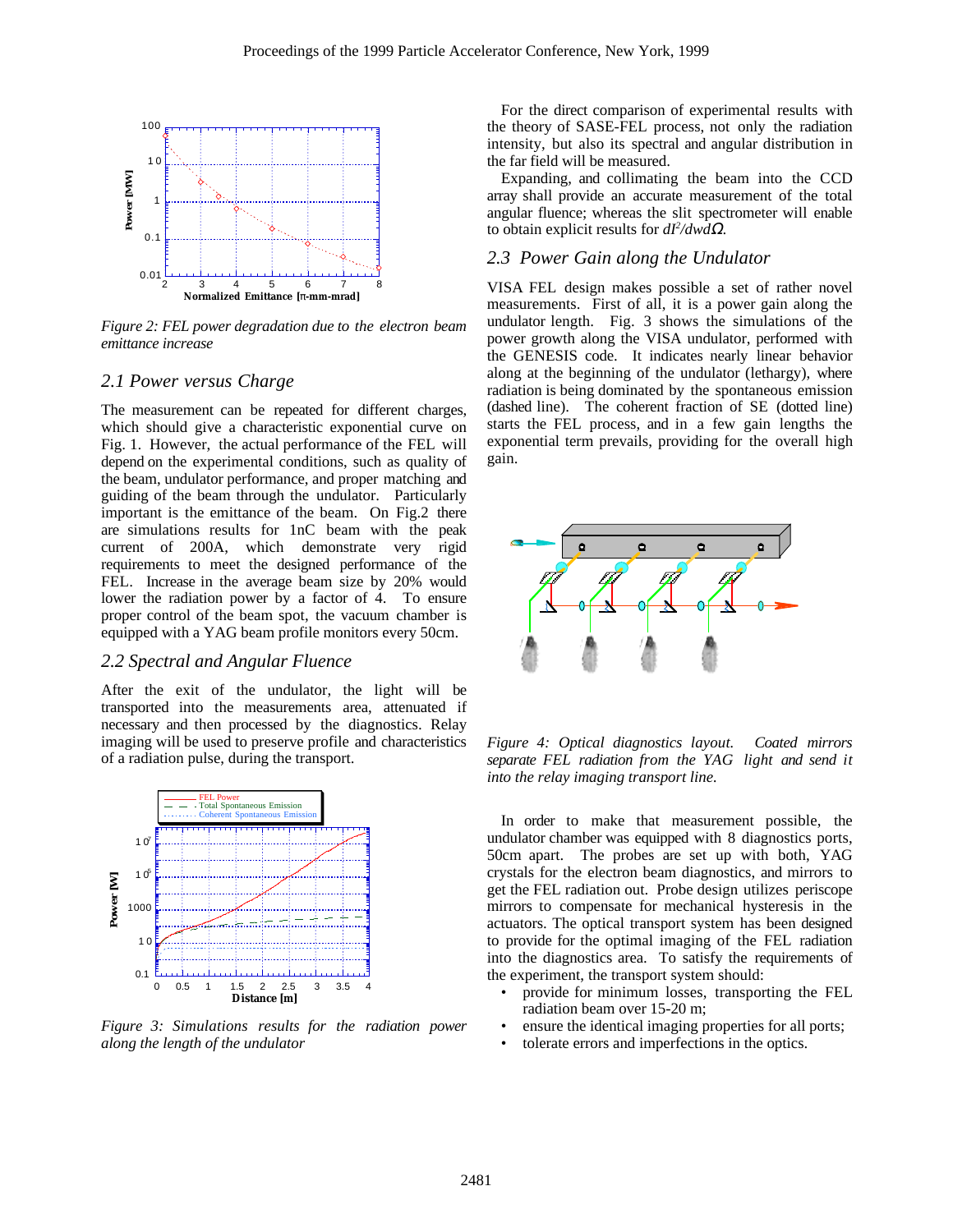Figure 2: FEL power degradation due to the electron beam emittance increase

### 2.1 Power versus Charge

The measurement can be repeated for different charges, which should give a characteristic exponential curve on Fig. 1. However, the actual performance of the FEL will depend on the experimental conditions, such as quality of the beam, undulator performance, and proper matching and guiding of the beam through the undulator. Particularly important is the emittance of the beam. On Fig.2 there are simulations results for 1nC beam with the peak current of 200A, which demonstrate very rigid requirements to meet the designed performance of the FEL. Increase in the average beam size by 20% would lower the radiation power by a factor of 4. To ensure proper control of the beam spot, the vacuum chamber is equipped with a YAG beam profile monitors every 50cm.

### 2.2 Spectral and Angular Fluence

After the exit of the undulator, the light will be transported into the measurements area, attenuated if necessary and then processed by the diagnostics. Relay imaging will be used to preserve profile and characteristics of a radiation pulse, during the transport.

Figure 3: Simulations results for the radiation power along the length of the undulator

For the direct comparison of experimental results with the theory of SASE-FEL process, not only the radiation intensity, but also its spectral and angular distribution in the far field will be measured.

Expanding, and collimating the beam into the CCD array shall provide an accurate measurement of the total angular fluence; whereas the slit spectrometer will enable to obtain explicit results for $dI^2/d\omega d\Omega$.

### 2.3 Power Gain along the Undulator

VISA FEL design makes possible a set of rather novel measurements. First of all, it is a power gain along the undulator length. Fig. 3 shows the simulations of the power growth along the VISA undulator, performed with the GENESIS code. It indicates nearly linear behavior along at the beginning of the undulator (lethargy), where radiation is being dominated by the spontaneous emission (dashed line). The coherent fraction of SE (dotted line) starts the FEL process, and in a few gain lengths the exponential term prevails, providing for the overall high gain.

Figure 4: Optical diagnostics layout. Coated mirrors separate FEL radiation from the YAG light and send it into the relay imaging transport line.

In order to make that measurement possible, the undulator chamber was equipped with 8 diagnostics ports, 50cm apart. The probes are set up with both, YAG crystals for the electron beam diagnostics, and mirrors to get the FEL radiation out. Probe design utilizes periscope mirrors to compensate for mechanical hysteresis in the actuators. The optical transport system has been designed to provide for the optimal imaging of the FEL radiation into the diagnostics area. To satisfy the requirements of the experiment, the transport system should:

- provide for minimum losses, transporting the FEL radiation beam over 15-20 m;
- ensure the identical imaging properties for all ports;
- tolerate errors and imperfections in the optics.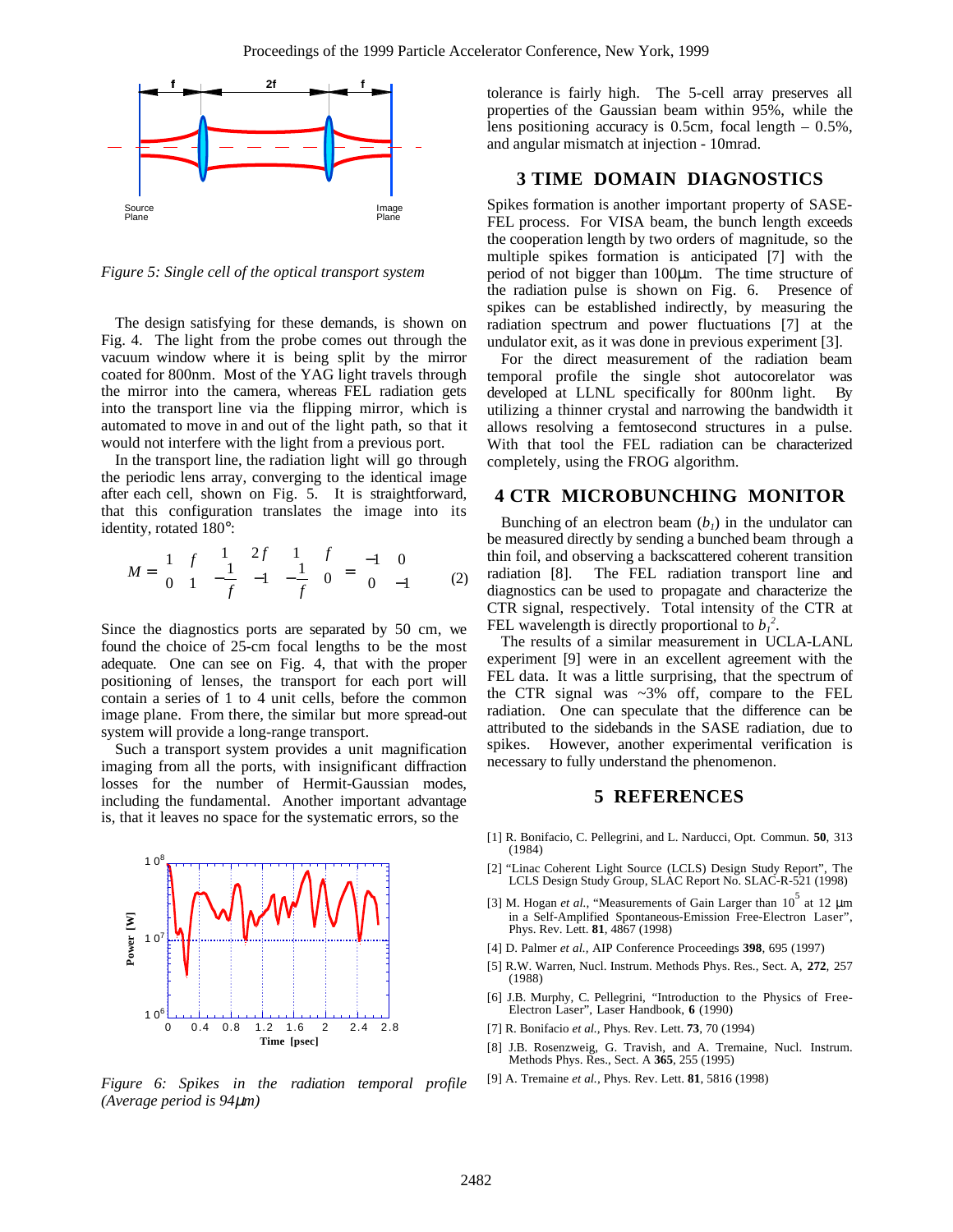f 2f f

Source Plane

Image Plane

*Figure 5: Single cell of the optical transport system*

The design satisfying for these demands, is shown on Fig. 4. The light from the probe comes out through the vacuum window where it is being split by the mirror coated for 800nm. Most of the YAG light travels through the mirror into the camera, whereas FEL radiation gets into the transport line via the flipping mirror, which is automated to move in and out of the light path, so that it would not interfere with the light from a previous port.

In the transport line, the radiation light will go through the periodic lens array, converging to the identical image after each cell, shown on Fig. 5. It is straightforward, that this configuration translates the image into its identity, rotated 180°:

$$M = \begin{pmatrix} 1 & f \\ 0 & 1 \end{pmatrix} \begin{pmatrix} 1 & 2f \\ -\frac{1}{f} & -1 \end{pmatrix} \begin{pmatrix} 1 & f \\ -\frac{1}{f} & 0 \end{pmatrix} = \begin{pmatrix} -1 & 0 \\ 0 & -1 \end{pmatrix} \quad (2)$$

Since the diagnostics ports are separated by 50 cm, we found the choice of 25-cm focal lengths to be the most adequate. One can see on Fig. 4, that with the proper positioning of lenses, the transport for each port will contain a series of 1 to 4 unit cells, before the common image plane. From there, the similar but more spread-out system will provide a long-range transport.

Such a transport system provides a unit magnification imaging from all the ports, with insignificant diffraction losses for the number of Hermit-Gaussian modes, including the fundamental. Another important advantage is, that it leaves no space for the systematic errors, so the tolerance is fairly high. The 5-cell array preserves all properties of the Gaussian beam within 95%, while the lens positioning accuracy is 0.5cm, focal length – 0.5%, and angular mismatch at injection - 10mrad.

Power [W]

$10^8$

$10^7$

$10^6$

0 0.4 0.8 1.2 1.6 2 2.4 2.8

Time [psec]

*Figure 6: Spikes in the radiation temporal profile (Average period is 94μm)*

## 3 TIME DOMAIN DIAGNOSTICS

Spikes formation is another important property of SASE-FEL process. For VISA beam, the bunch length exceeds the cooperation length by two orders of magnitude, so the multiple spikes formation is anticipated [7] with the period of not bigger than 100μm. The time structure of the radiation pulse is shown on Fig. 6. Presence of spikes can be established indirectly, by measuring the radiation spectrum and power fluctuations [7] at the undulator exit, as it was done in previous experiment [3].

For the direct measurement of the radiation beam temporal profile the single shot autocorelator was developed at LLNL specifically for 800nm light. By utilizing a thinner crystal and narrowing the bandwidth it allows resolving a femtosecond structures in a pulse. With that tool the FEL radiation can be characterized completely, using the FROG algorithm.

## 4 CTR MICROBUNCHING MONITOR

Bunching of an electron beam ($b_1$) in the undulator can be measured directly by sending a bunched beam through a thin foil, and observing a backscattered coherent transition radiation [8]. The FEL radiation transport line and diagnostics can be used to propagate and characterize the CTR signal, respectively. Total intensity of the CTR at FEL wavelength is directly proportional to $b_1^2$.

The results of a similar measurement in UCLA-LANL experiment [9] were in an excellent agreement with the FEL data. It was a little surprising, that the spectrum of the CTR signal was ~3% off, compare to the FEL radiation. One can speculate that the difference can be attributed to the sidebands in the SASE radiation, due to spikes. However, another experimental verification is necessary to fully understand the phenomenon.

## 5 REFERENCES

[1] R. Bonifacio, C. Pellegrini, and L. Narducci, Opt. Commun. **50**, 313 (1984)

[2] "Linac Coherent Light Source (LCLS) Design Study Report", The LCLS Design Study Group, SLAC Report No. SLAC-R-521 (1998)

[3] M. Hogan *et al.*, "Measurements of Gain Larger than $10^5$ at 12 μm in a Self-Amplified Spontaneous-Emission Free-Electron Laser", Phys. Rev. Lett. **81**, 4867 (1998)

[4] D. Palmer *et al.*, AIP Conference Proceedings **398**, 695 (1997)

[5] R.W. Warren, Nucl. Instrum. Methods Phys. Res., Sect. A, **272**, 257 (1988)

[6] J.B. Murphy, C. Pellegrini, "Introduction to the Physics of Free-Electron Laser", Laser Handbook, **6** (1990)

[7] R. Bonifacio *et al.*, Phys. Rev. Lett. **73**, 70 (1994)

[8] J.B. Rosenzweig, G. Travish, and A. Tremaine, Nucl. Instrum. Methods Phys. Res., Sect. A **365**, 255 (1995)

[9] A. Tremaine *et al.*, Phys. Rev. Lett. **81**, 5816 (1998)